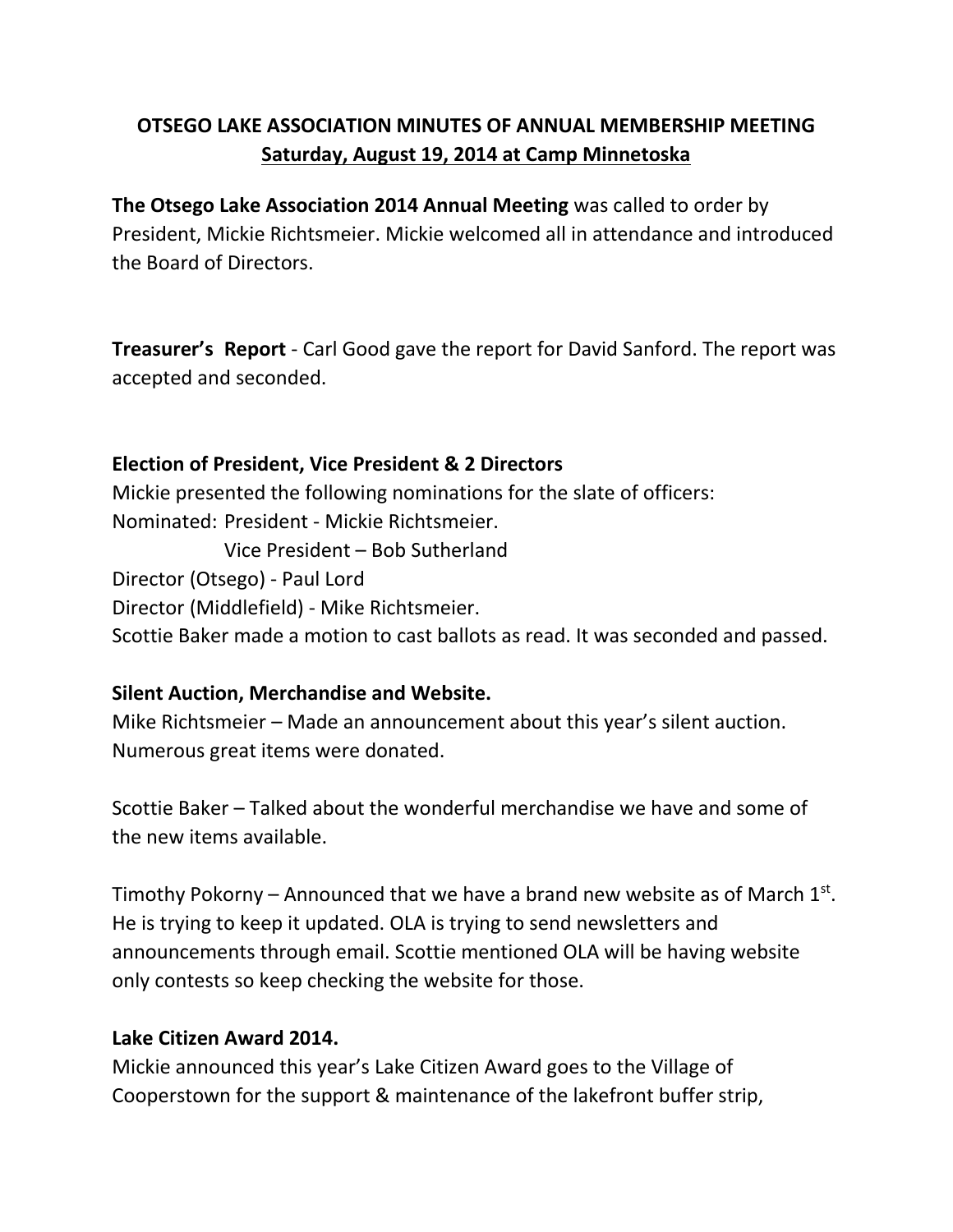# OTSEGO LAKE ASSOCIATION MINUTES OF ANNUAL MEMBERSHIP MEETING
**Saturday, August 19, 2014 at Camp Minnetoska**

**The Otsego Lake Association 2014 Annual Meeting** was called to order by President, Mickie Richtsmeier. Mickie welcomed all in attendance and introduced the Board of Directors.

**Treasurer's Report** - Carl Good gave the report for David Sanford. The report was accepted and seconded.

**Election of President, Vice President & 2 Directors**

Mickie presented the following nominations for the slate of officers:

Nominated: President - Mickie Richtsmeier.
Vice President – Bob Sutherland
Director (Otsego) - Paul Lord
Director (Middlefield) - Mike Richtsmeier.

Scottie Baker made a motion to cast ballots as read. It was seconded and passed.

**Silent Auction, Merchandise and Website.**

Mike Richtsmeier – Made an announcement about this year's silent auction. Numerous great items were donated.

Scottie Baker – Talked about the wonderful merchandise we have and some of the new items available.

Timothy Pokorny – Announced that we have a brand new website as of March 1st. He is trying to keep it updated. OLA is trying to send newsletters and announcements through email. Scottie mentioned OLA will be having website only contests so keep checking the website for those.

**Lake Citizen Award 2014.**

Mickie announced this year's Lake Citizen Award goes to the Village of Cooperstown for the support & maintenance of the lakefront buffer strip,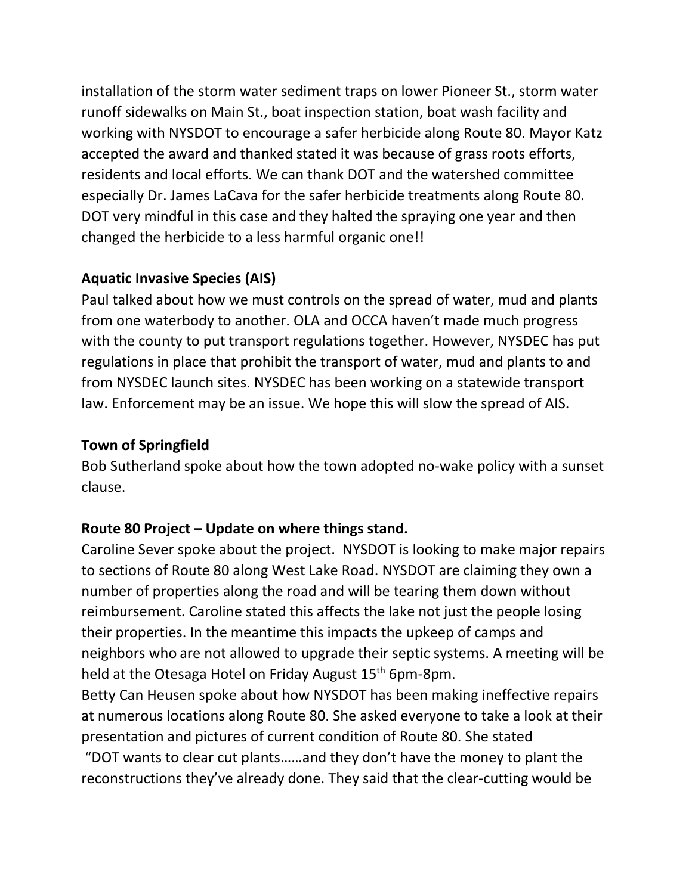installation of the storm water sediment traps on lower Pioneer St., storm water runoff sidewalks on Main St., boat inspection station, boat wash facility and working with NYSDOT to encourage a safer herbicide along Route 80. Mayor Katz accepted the award and thanked stated it was because of grass roots efforts, residents and local efforts. We can thank DOT and the watershed committee especially Dr. James LaCava for the safer herbicide treatments along Route 80. DOT very mindful in this case and they halted the spraying one year and then changed the herbicide to a less harmful organic one!!

**Aquatic Invasive Species (AIS)**

Paul talked about how we must controls on the spread of water, mud and plants from one waterbody to another. OLA and OCCA haven't made much progress with the county to put transport regulations together. However, NYSDEC has put regulations in place that prohibit the transport of water, mud and plants to and from NYSDEC launch sites. NYSDEC has been working on a statewide transport law. Enforcement may be an issue. We hope this will slow the spread of AIS.

**Town of Springfield**

Bob Sutherland spoke about how the town adopted no-wake policy with a sunset clause.

**Route 80 Project – Update on where things stand.**

Caroline Sever spoke about the project. NYSDOT is looking to make major repairs to sections of Route 80 along West Lake Road. NYSDOT are claiming they own a number of properties along the road and will be tearing them down without reimbursement. Caroline stated this affects the lake not just the people losing their properties. In the meantime this impacts the upkeep of camps and neighbors who are not allowed to upgrade their septic systems. A meeting will be held at the Otesaga Hotel on Friday August 15th 6pm-8pm.

Betty Can Heusen spoke about how NYSDOT has been making ineffective repairs at numerous locations along Route 80. She asked everyone to take a look at their presentation and pictures of current condition of Route 80. She stated "DOT wants to clear cut plants……and they don't have the money to plant the reconstructions they've already done. They said that the clear-cutting would be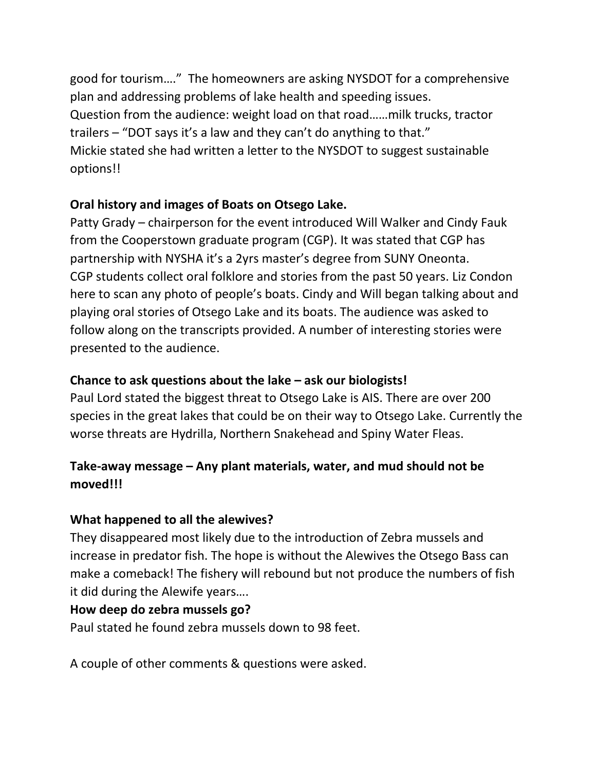good for tourism…." The homeowners are asking NYSDOT for a comprehensive plan and addressing problems of lake health and speeding issues.
Question from the audience: weight load on that road……milk trucks, tractor trailers – "DOT says it's a law and they can't do anything to that."
Mickie stated she had written a letter to the NYSDOT to suggest sustainable options!!

**Oral history and images of Boats on Otsego Lake.**
Patty Grady – chairperson for the event introduced Will Walker and Cindy Fauk from the Cooperstown graduate program (CGP). It was stated that CGP has partnership with NYSHA it's a 2yrs master's degree from SUNY Oneonta.
CGP students collect oral folklore and stories from the past 50 years. Liz Condon here to scan any photo of people's boats. Cindy and Will began talking about and playing oral stories of Otsego Lake and its boats. The audience was asked to follow along on the transcripts provided. A number of interesting stories were presented to the audience.

**Chance to ask questions about the lake – ask our biologists!**
Paul Lord stated the biggest threat to Otsego Lake is AIS. There are over 200 species in the great lakes that could be on their way to Otsego Lake. Currently the worse threats are Hydrilla, Northern Snakehead and Spiny Water Fleas.

**Take-away message – Any plant materials, water, and mud should not be moved!!!**

**What happened to all the alewives?**
They disappeared most likely due to the introduction of Zebra mussels and increase in predator fish. The hope is without the Alewives the Otsego Bass can make a comeback! The fishery will rebound but not produce the numbers of fish it did during the Alewife years….
**How deep do zebra mussels go?**
Paul stated he found zebra mussels down to 98 feet.

A couple of other comments & questions were asked.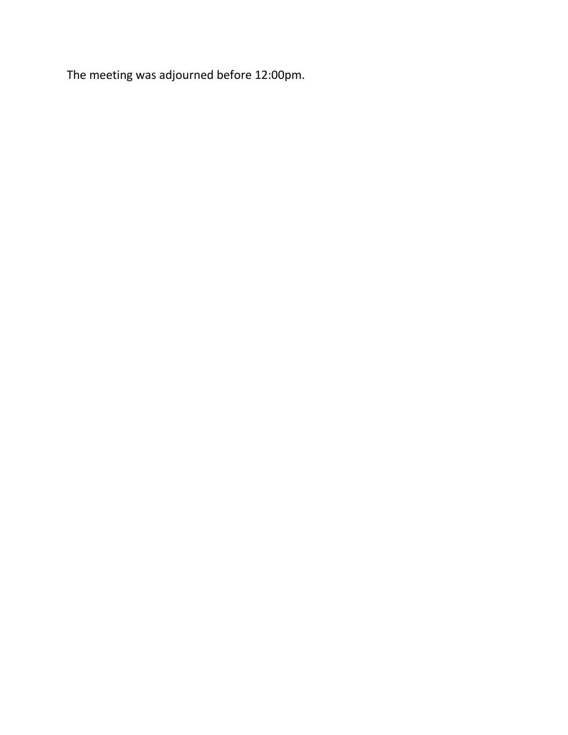The meeting was adjourned before 12:00pm.